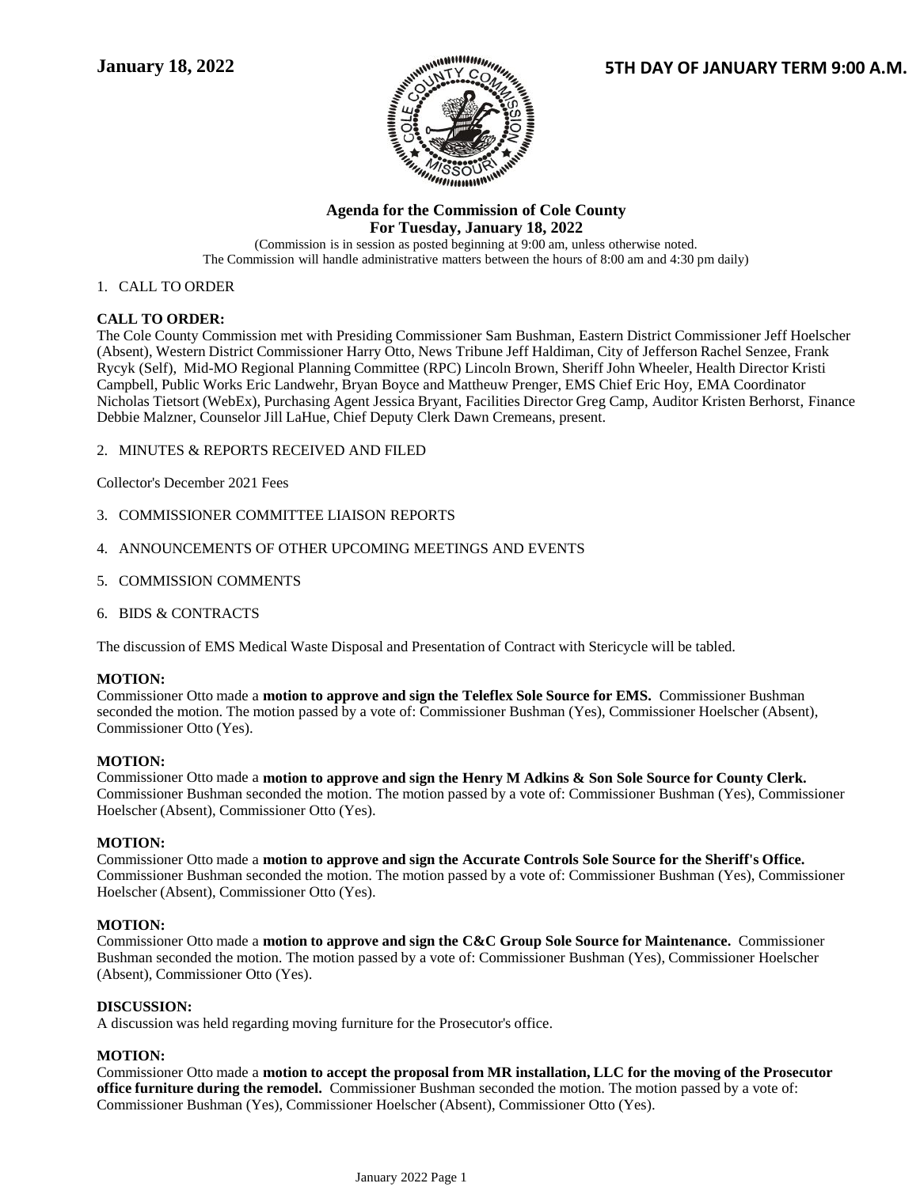**January 18, 2022** **5TH DAY OF JANUARY TERM 9:00 A.M.**

## Agenda for the Commission of Cole County
## For Tuesday, January 18, 2022

(Commission is in session as posted beginning at 9:00 am, unless otherwise noted.
The Commission will handle administrative matters between the hours of 8:00 am and 4:30 pm daily)

1. CALL TO ORDER

**CALL TO ORDER:**
The Cole County Commission met with Presiding Commissioner Sam Bushman, Eastern District Commissioner Jeff Hoelscher (Absent), Western District Commissioner Harry Otto, News Tribune Jeff Haldiman, City of Jefferson Rachel Senzee, Frank Rycyk (Self), Mid-MO Regional Planning Committee (RPC) Lincoln Brown, Sheriff John Wheeler, Health Director Kristi Campbell, Public Works Eric Landwehr, Bryan Boyce and Mattheuw Prenger, EMS Chief Eric Hoy, EMA Coordinator Nicholas Tietsort (WebEx), Purchasing Agent Jessica Bryant, Facilities Director Greg Camp, Auditor Kristen Berhorst, Finance Debbie Malzner, Counselor Jill LaHue, Chief Deputy Clerk Dawn Cremeans, present.

2. MINUTES & REPORTS RECEIVED AND FILED

Collector's December 2021 Fees

3. COMMISSIONER COMMITTEE LIAISON REPORTS

4. ANNOUNCEMENTS OF OTHER UPCOMING MEETINGS AND EVENTS

5. COMMISSION COMMENTS

6. BIDS & CONTRACTS

The discussion of EMS Medical Waste Disposal and Presentation of Contract with Stericycle will be tabled.

**MOTION:**
Commissioner Otto made a **motion to approve and sign the Teleflex Sole Source for EMS.** Commissioner Bushman seconded the motion. The motion passed by a vote of: Commissioner Bushman (Yes), Commissioner Hoelscher (Absent), Commissioner Otto (Yes).

**MOTION:**
Commissioner Otto made a **motion to approve and sign the Henry M Adkins & Son Sole Source for County Clerk.** Commissioner Bushman seconded the motion. The motion passed by a vote of: Commissioner Bushman (Yes), Commissioner Hoelscher (Absent), Commissioner Otto (Yes).

**MOTION:**
Commissioner Otto made a **motion to approve and sign the Accurate Controls Sole Source for the Sheriff's Office.** Commissioner Bushman seconded the motion. The motion passed by a vote of: Commissioner Bushman (Yes), Commissioner Hoelscher (Absent), Commissioner Otto (Yes).

**MOTION:**
Commissioner Otto made a **motion to approve and sign the C&C Group Sole Source for Maintenance.** Commissioner Bushman seconded the motion. The motion passed by a vote of: Commissioner Bushman (Yes), Commissioner Hoelscher (Absent), Commissioner Otto (Yes).

**DISCUSSION:**
A discussion was held regarding moving furniture for the Prosecutor's office.

**MOTION:**
Commissioner Otto made a **motion to accept the proposal from MR installation, LLC for the moving of the Prosecutor office furniture during the remodel.** Commissioner Bushman seconded the motion. The motion passed by a vote of: Commissioner Bushman (Yes), Commissioner Hoelscher (Absent), Commissioner Otto (Yes).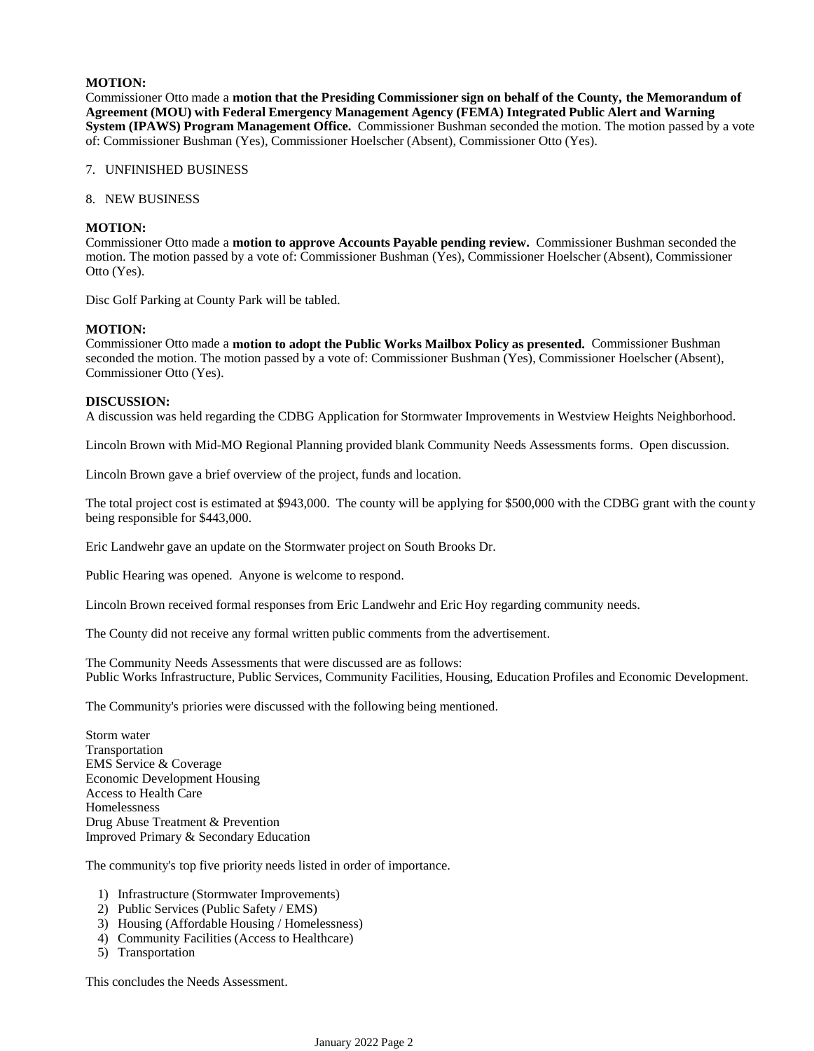**MOTION:**
Commissioner Otto made a **motion that the Presiding Commissioner sign on behalf of the County, the Memorandum of Agreement (MOU) with Federal Emergency Management Agency (FEMA) Integrated Public Alert and Warning System (IPAWS) Program Management Office.** Commissioner Bushman seconded the motion. The motion passed by a vote of: Commissioner Bushman (Yes), Commissioner Hoelscher (Absent), Commissioner Otto (Yes).

7. UNFINISHED BUSINESS

8. NEW BUSINESS

**MOTION:**
Commissioner Otto made a **motion to approve Accounts Payable pending review.** Commissioner Bushman seconded the motion. The motion passed by a vote of: Commissioner Bushman (Yes), Commissioner Hoelscher (Absent), Commissioner Otto (Yes).

Disc Golf Parking at County Park will be tabled.

**MOTION:**
Commissioner Otto made a **motion to adopt the Public Works Mailbox Policy as presented.** Commissioner Bushman seconded the motion. The motion passed by a vote of: Commissioner Bushman (Yes), Commissioner Hoelscher (Absent), Commissioner Otto (Yes).

**DISCUSSION:**
A discussion was held regarding the CDBG Application for Stormwater Improvements in Westview Heights Neighborhood.

Lincoln Brown with Mid-MO Regional Planning provided blank Community Needs Assessments forms. Open discussion.

Lincoln Brown gave a brief overview of the project, funds and location.

The total project cost is estimated at $943,000. The county will be applying for $500,000 with the CDBG grant with the county being responsible for $443,000.

Eric Landwehr gave an update on the Stormwater project on South Brooks Dr.

Public Hearing was opened. Anyone is welcome to respond.

Lincoln Brown received formal responses from Eric Landwehr and Eric Hoy regarding community needs.

The County did not receive any formal written public comments from the advertisement.

The Community Needs Assessments that were discussed are as follows:
Public Works Infrastructure, Public Services, Community Facilities, Housing, Education Profiles and Economic Development.

The Community's priories were discussed with the following being mentioned.

Storm water
Transportation
EMS Service & Coverage
Economic Development Housing
Access to Health Care
Homelessness
Drug Abuse Treatment & Prevention
Improved Primary & Secondary Education

The community's top five priority needs listed in order of importance.

1) Infrastructure (Stormwater Improvements)
2) Public Services (Public Safety / EMS)
3) Housing (Affordable Housing / Homelessness)
4) Community Facilities (Access to Healthcare)
5) Transportation

This concludes the Needs Assessment.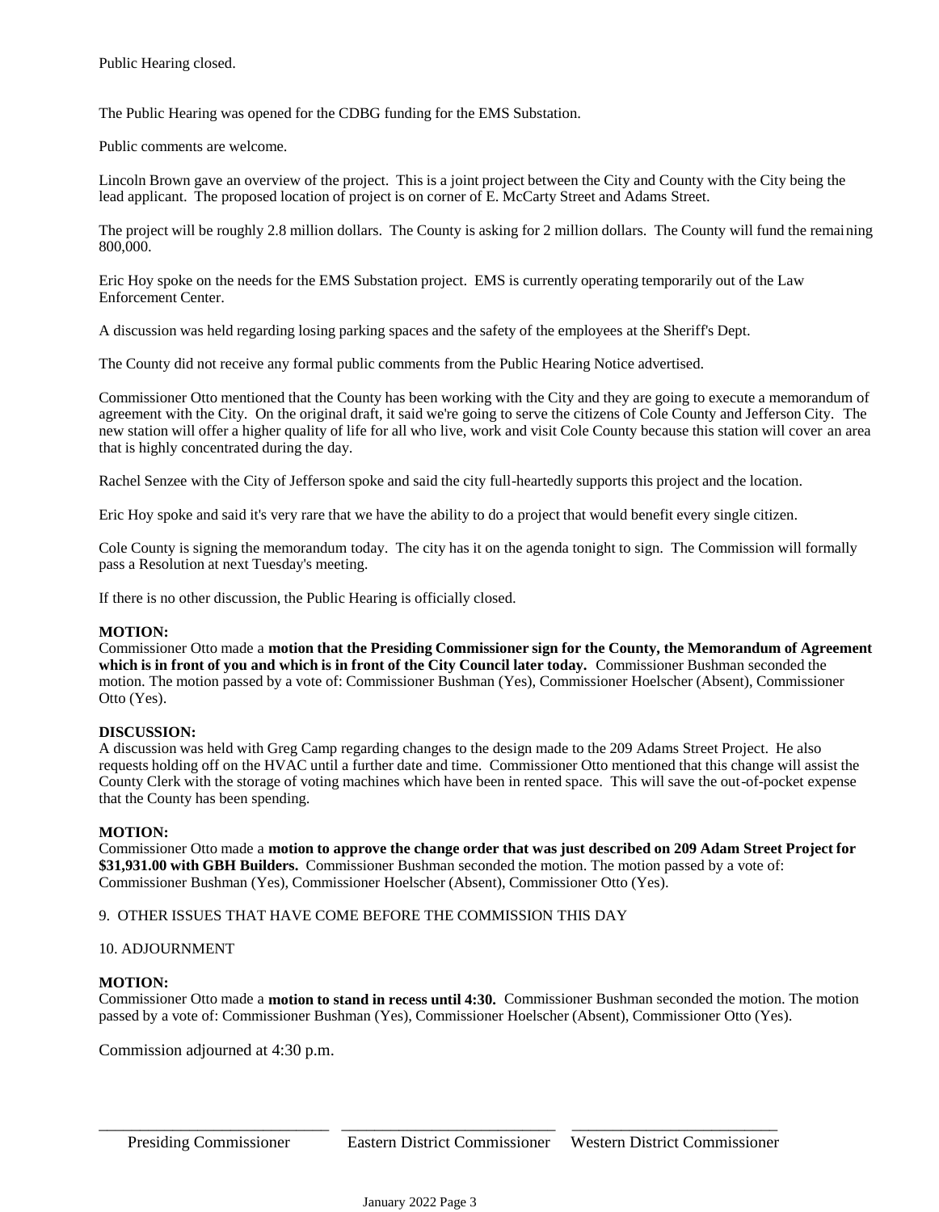Public Hearing closed.

The Public Hearing was opened for the CDBG funding for the EMS Substation.

Public comments are welcome.

Lincoln Brown gave an overview of the project. This is a joint project between the City and County with the City being the lead applicant. The proposed location of project is on corner of E. McCarty Street and Adams Street.

The project will be roughly 2.8 million dollars. The County is asking for 2 million dollars. The County will fund the remaining 800,000.

Eric Hoy spoke on the needs for the EMS Substation project. EMS is currently operating temporarily out of the Law Enforcement Center.

A discussion was held regarding losing parking spaces and the safety of the employees at the Sheriff's Dept.

The County did not receive any formal public comments from the Public Hearing Notice advertised.

Commissioner Otto mentioned that the County has been working with the City and they are going to execute a memorandum of agreement with the City. On the original draft, it said we're going to serve the citizens of Cole County and Jefferson City. The new station will offer a higher quality of life for all who live, work and visit Cole County because this station will cover an area that is highly concentrated during the day.

Rachel Senzee with the City of Jefferson spoke and said the city full-heartedly supports this project and the location.

Eric Hoy spoke and said it's very rare that we have the ability to do a project that would benefit every single citizen.

Cole County is signing the memorandum today. The city has it on the agenda tonight to sign. The Commission will formally pass a Resolution at next Tuesday's meeting.

If there is no other discussion, the Public Hearing is officially closed.

**MOTION:**
Commissioner Otto made a **motion that the Presiding Commissioner sign for the County, the Memorandum of Agreement which is in front of you and which is in front of the City Council later today.** Commissioner Bushman seconded the motion. The motion passed by a vote of: Commissioner Bushman (Yes), Commissioner Hoelscher (Absent), Commissioner Otto (Yes).

**DISCUSSION:**
A discussion was held with Greg Camp regarding changes to the design made to the 209 Adams Street Project. He also requests holding off on the HVAC until a further date and time. Commissioner Otto mentioned that this change will assist the County Clerk with the storage of voting machines which have been in rented space. This will save the out-of-pocket expense that the County has been spending.

**MOTION:**
Commissioner Otto made a **motion to approve the change order that was just described on 209 Adam Street Project for $31,931.00 with GBH Builders.** Commissioner Bushman seconded the motion. The motion passed by a vote of: Commissioner Bushman (Yes), Commissioner Hoelscher (Absent), Commissioner Otto (Yes).

9. OTHER ISSUES THAT HAVE COME BEFORE THE COMMISSION THIS DAY

10. ADJOURNMENT

**MOTION:**
Commissioner Otto made a **motion to stand in recess until 4:30.** Commissioner Bushman seconded the motion. The motion passed by a vote of: Commissioner Bushman (Yes), Commissioner Hoelscher (Absent), Commissioner Otto (Yes).

Commission adjourned at 4:30 p.m.

_____________________________ _____________________________ _____________________________

Presiding Commissioner Eastern District Commissioner Western District Commissioner

January 2022 Page 3